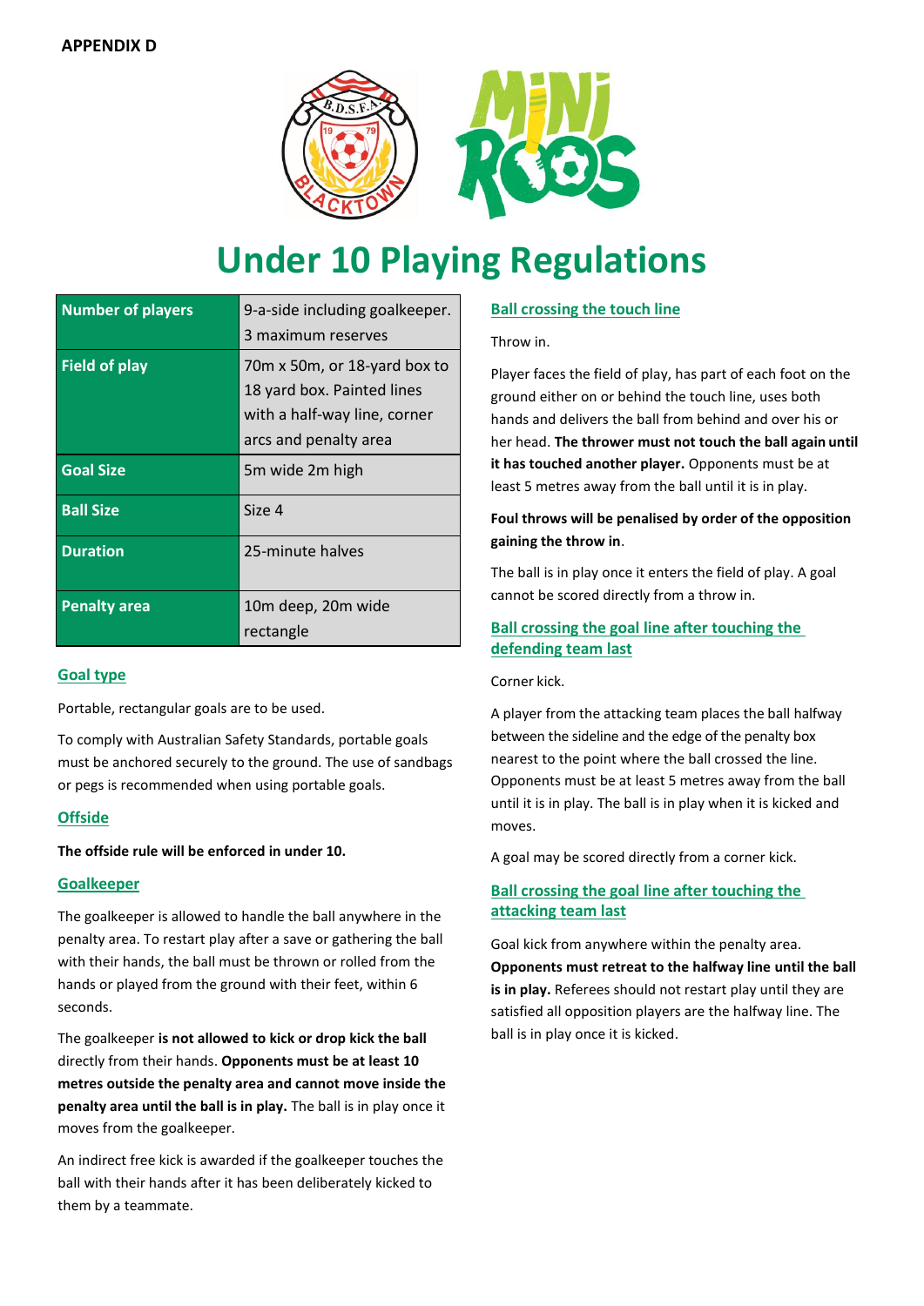**APPENDIX D**

# Under 10 Playing Regulations

| | |
|---|---|
| **Number of players** | 9-a-side including goalkeeper. 3 maximum reserves |
| **Field of play** | 70m x 50m, or 18-yard box to 18 yard box. Painted lines with a half-way line, corner arcs and penalty area |
| **Goal Size** | 5m wide 2m high |
| **Ball Size** | Size 4 |
| **Duration** | 25-minute halves |
| **Penalty area** | 10m deep, 20m wide rectangle |

## Goal type

Portable, rectangular goals are to be used.

To comply with Australian Safety Standards, portable goals must be anchored securely to the ground. The use of sandbags or pegs is recommended when using portable goals.

## Offside

**The offside rule will be enforced in under 10.**

## Goalkeeper

The goalkeeper is allowed to handle the ball anywhere in the penalty area. To restart play after a save or gathering the ball with their hands, the ball must be thrown or rolled from the hands or played from the ground with their feet, within 6 seconds.

The goalkeeper **is not allowed to kick or drop kick the ball** directly from their hands. **Opponents must be at least 10 metres outside the penalty area and cannot move inside the penalty area until the ball is in play.** The ball is in play once it moves from the goalkeeper.

An indirect free kick is awarded if the goalkeeper touches the ball with their hands after it has been deliberately kicked to them by a teammate.

## Ball crossing the touch line

Throw in.

Player faces the field of play, has part of each foot on the ground either on or behind the touch line, uses both hands and delivers the ball from behind and over his or her head. **The thrower must not touch the ball again until it has touched another player.** Opponents must be at least 5 metres away from the ball until it is in play.

**Foul throws will be penalised by order of the opposition gaining the throw in**.

The ball is in play once it enters the field of play. A goal cannot be scored directly from a throw in.

## Ball crossing the goal line after touching the defending team last

Corner kick.

A player from the attacking team places the ball halfway between the sideline and the edge of the penalty box nearest to the point where the ball crossed the line. Opponents must be at least 5 metres away from the ball until it is in play. The ball is in play when it is kicked and moves.

A goal may be scored directly from a corner kick.

## Ball crossing the goal line after touching the attacking team last

Goal kick from anywhere within the penalty area. **Opponents must retreat to the halfway line until the ball is in play.** Referees should not restart play until they are satisfied all opposition players are the halfway line. The ball is in play once it is kicked.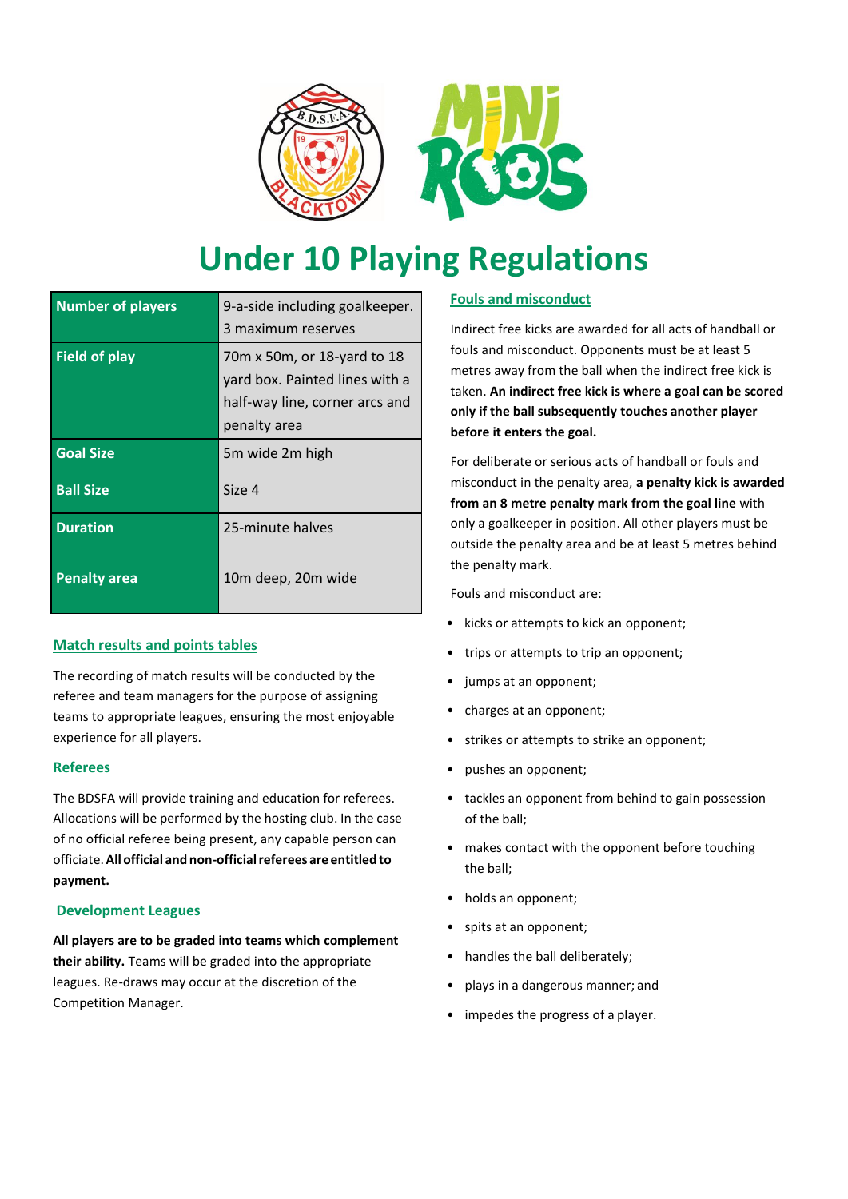# Under 10 Playing Regulations

| | |
|---|---|
| **Number of players** | 9-a-side including goalkeeper. 3 maximum reserves |
| **Field of play** | 70m x 50m, or 18-yard to 18 yard box. Painted lines with a half-way line, corner arcs and penalty area |
| **Goal Size** | 5m wide 2m high |
| **Ball Size** | Size 4 |
| **Duration** | 25-minute halves |
| **Penalty area** | 10m deep, 20m wide |

## Match results and points tables

The recording of match results will be conducted by the referee and team managers for the purpose of assigning teams to appropriate leagues, ensuring the most enjoyable experience for all players.

## Referees

The BDSFA will provide training and education for referees. Allocations will be performed by the hosting club. In the case of no official referee being present, any capable person can officiate. **All official and non-official referees are entitled to payment.**

## Development Leagues

**All players are to be graded into teams which complement their ability.** Teams will be graded into the appropriate leagues. Re-draws may occur at the discretion of the Competition Manager.

## Fouls and misconduct

Indirect free kicks are awarded for all acts of handball or fouls and misconduct. Opponents must be at least 5 metres away from the ball when the indirect free kick is taken. **An indirect free kick is where a goal can be scored only if the ball subsequently touches another player before it enters the goal.**

For deliberate or serious acts of handball or fouls and misconduct in the penalty area, **a penalty kick is awarded from an 8 metre penalty mark from the goal line** with only a goalkeeper in position. All other players must be outside the penalty area and be at least 5 metres behind the penalty mark.

Fouls and misconduct are:

- kicks or attempts to kick an opponent;
- trips or attempts to trip an opponent;
- jumps at an opponent;
- charges at an opponent;
- strikes or attempts to strike an opponent;
- pushes an opponent;
- tackles an opponent from behind to gain possession of the ball;
- makes contact with the opponent before touching the ball;
- holds an opponent;
- spits at an opponent;
- handles the ball deliberately;
- plays in a dangerous manner; and
- impedes the progress of a player.